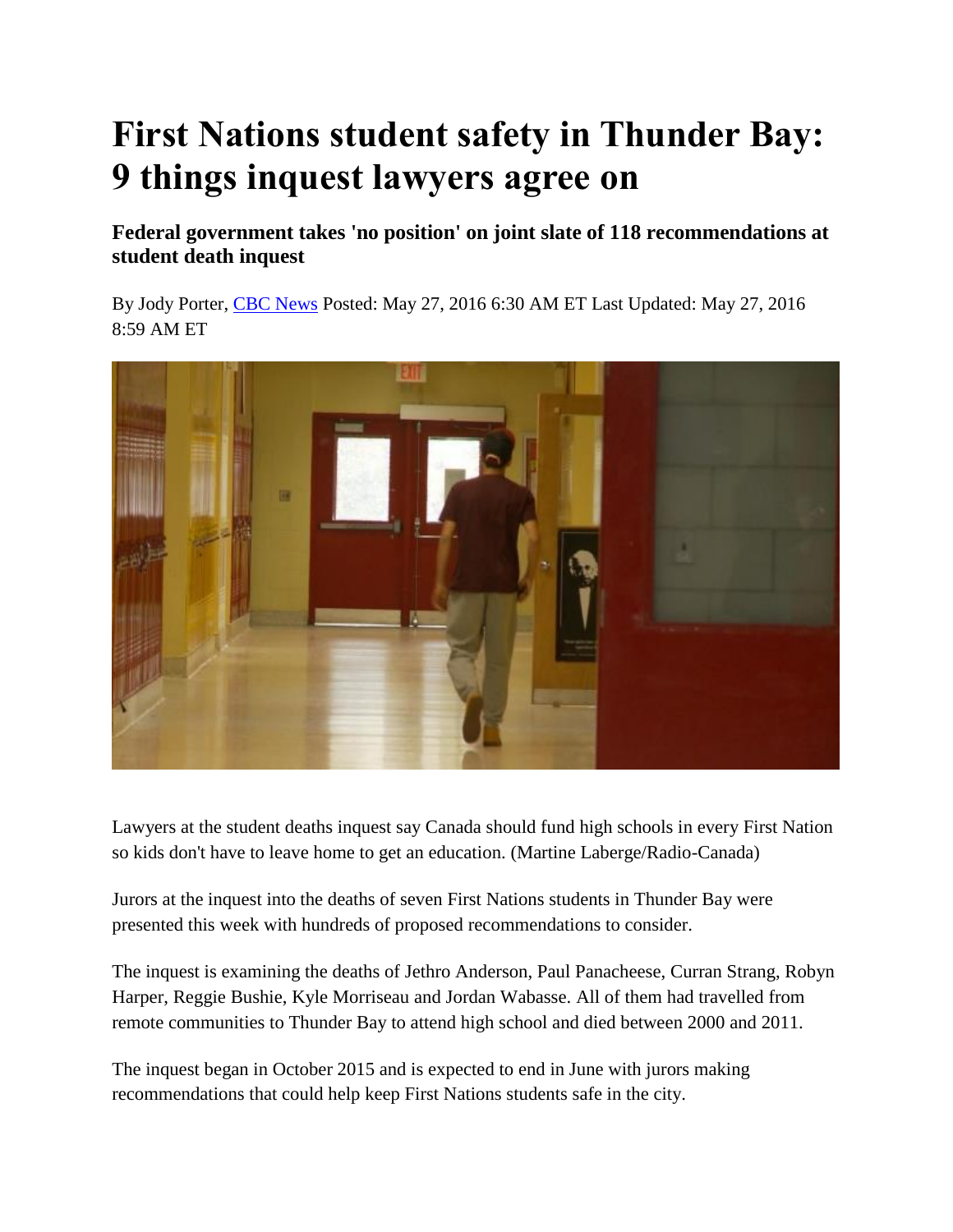# First Nations student safety in Thunder Bay: 9 things inquest lawyers agree on

### Federal government takes 'no position' on joint slate of 118 recommendations at student death inquest

By Jody Porter, CBC News Posted: May 27, 2016 6:30 AM ET Last Updated: May 27, 2016 8:59 AM ET

Lawyers at the student deaths inquest say Canada should fund high schools in every First Nation so kids don't have to leave home to get an education. (Martine Laberge/Radio-Canada)

Jurors at the inquest into the deaths of seven First Nations students in Thunder Bay were presented this week with hundreds of proposed recommendations to consider.

The inquest is examining the deaths of Jethro Anderson, Paul Panacheese, Curran Strang, Robyn Harper, Reggie Bushie, Kyle Morriseau and Jordan Wabasse. All of them had travelled from remote communities to Thunder Bay to attend high school and died between 2000 and 2011.

The inquest began in October 2015 and is expected to end in June with jurors making recommendations that could help keep First Nations students safe in the city.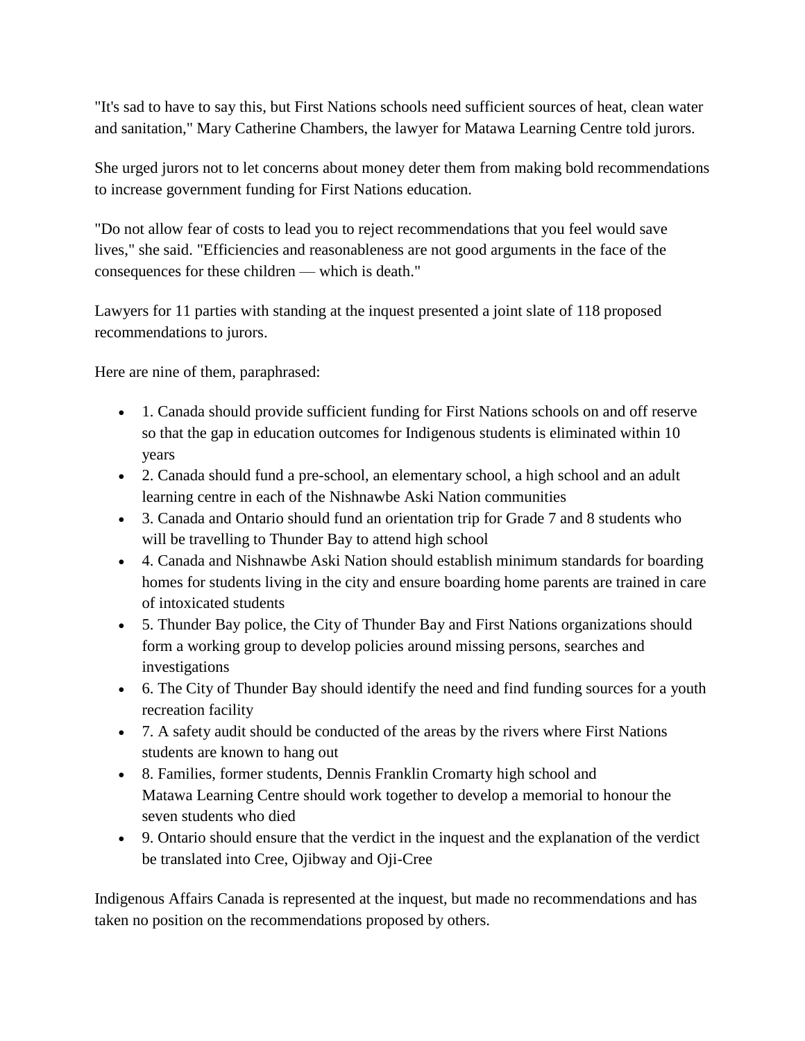"It's sad to have to say this, but First Nations schools need sufficient sources of heat, clean water and sanitation," Mary Catherine Chambers, the lawyer for Matawa Learning Centre told jurors.

She urged jurors not to let concerns about money deter them from making bold recommendations to increase government funding for First Nations education.

"Do not allow fear of costs to lead you to reject recommendations that you feel would save lives," she said. "Efficiencies and reasonableness are not good arguments in the face of the consequences for these children — which is death."

Lawyers for 11 parties with standing at the inquest presented a joint slate of 118 proposed recommendations to jurors.

Here are nine of them, paraphrased:

- 1. Canada should provide sufficient funding for First Nations schools on and off reserve so that the gap in education outcomes for Indigenous students is eliminated within 10 years
- 2. Canada should fund a pre-school, an elementary school, a high school and an adult learning centre in each of the Nishnawbe Aski Nation communities
- 3. Canada and Ontario should fund an orientation trip for Grade 7 and 8 students who will be travelling to Thunder Bay to attend high school
- 4. Canada and Nishnawbe Aski Nation should establish minimum standards for boarding homes for students living in the city and ensure boarding home parents are trained in care of intoxicated students
- 5. Thunder Bay police, the City of Thunder Bay and First Nations organizations should form a working group to develop policies around missing persons, searches and investigations
- 6. The City of Thunder Bay should identify the need and find funding sources for a youth recreation facility
- 7. A safety audit should be conducted of the areas by the rivers where First Nations students are known to hang out
- 8. Families, former students, Dennis Franklin Cromarty high school and Matawa Learning Centre should work together to develop a memorial to honour the seven students who died
- 9. Ontario should ensure that the verdict in the inquest and the explanation of the verdict be translated into Cree, Ojibway and Oji-Cree

Indigenous Affairs Canada is represented at the inquest, but made no recommendations and has taken no position on the recommendations proposed by others.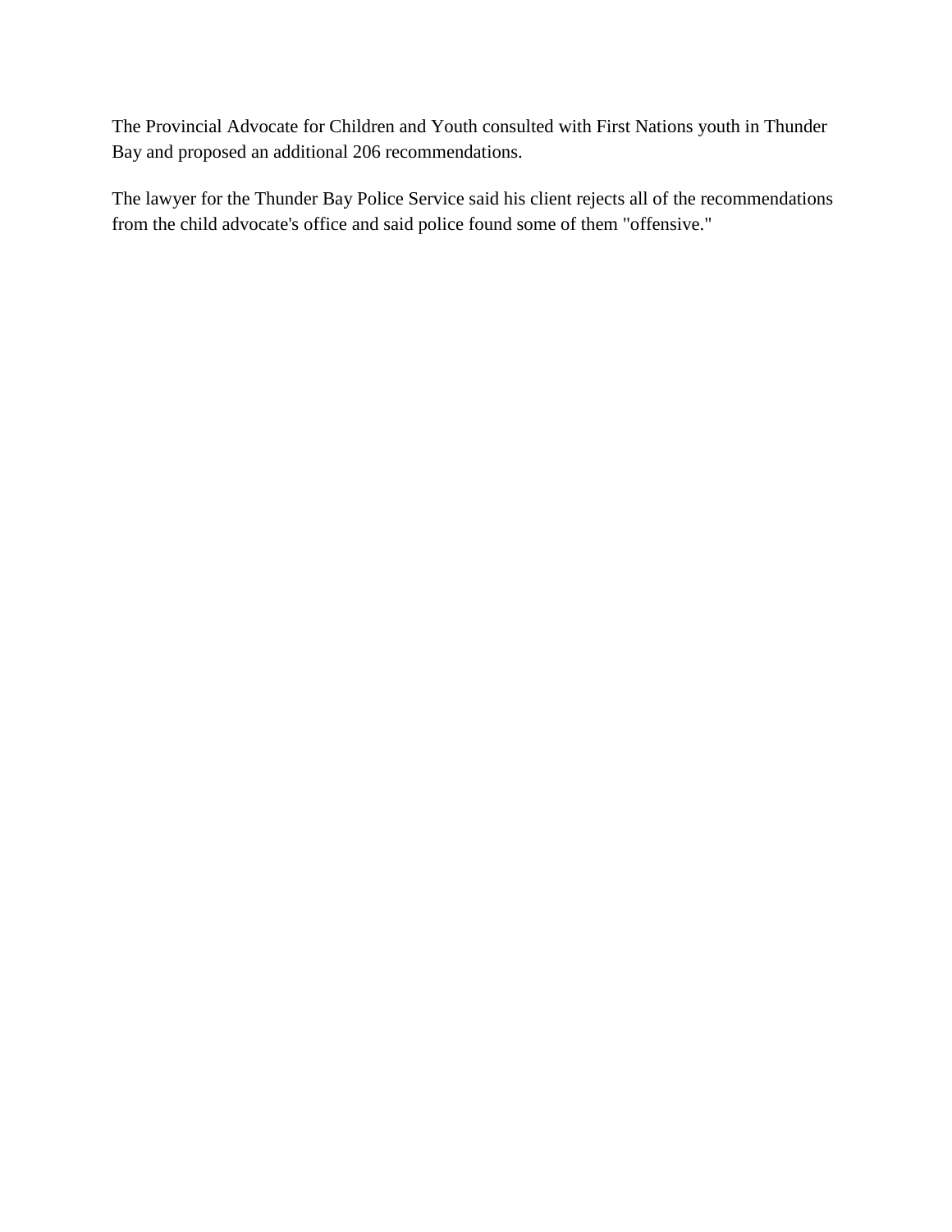The Provincial Advocate for Children and Youth consulted with First Nations youth in Thunder Bay and proposed an additional 206 recommendations.

The lawyer for the Thunder Bay Police Service said his client rejects all of the recommendations from the child advocate's office and said police found some of them "offensive."